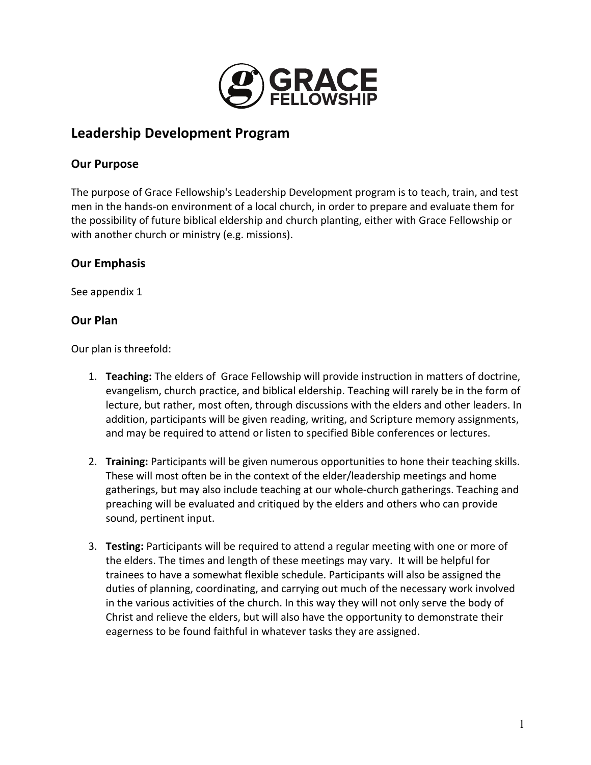# Grace Fellowship

## Leadership Development Program

### Our Purpose

The purpose of Grace Fellowship's Leadership Development program is to teach, train, and test men in the hands-on environment of a local church, in order to prepare and evaluate them for the possibility of future biblical eldership and church planting, either with Grace Fellowship or with another church or ministry (e.g. missions).

### Our Emphasis

See appendix 1

### Our Plan

Our plan is threefold:

1. **Teaching:** The elders of Grace Fellowship will provide instruction in matters of doctrine, evangelism, church practice, and biblical eldership. Teaching will rarely be in the form of lecture, but rather, most often, through discussions with the elders and other leaders. In addition, participants will be given reading, writing, and Scripture memory assignments, and may be required to attend or listen to specified Bible conferences or lectures.

2. **Training:** Participants will be given numerous opportunities to hone their teaching skills. These will most often be in the context of the elder/leadership meetings and home gatherings, but may also include teaching at our whole-church gatherings. Teaching and preaching will be evaluated and critiqued by the elders and others who can provide sound, pertinent input.

3. **Testing:** Participants will be required to attend a regular meeting with one or more of the elders. The times and length of these meetings may vary. It will be helpful for trainees to have a somewhat flexible schedule. Participants will also be assigned the duties of planning, coordinating, and carrying out much of the necessary work involved in the various activities of the church. In this way they will not only serve the body of Christ and relieve the elders, but will also have the opportunity to demonstrate their eagerness to be found faithful in whatever tasks they are assigned.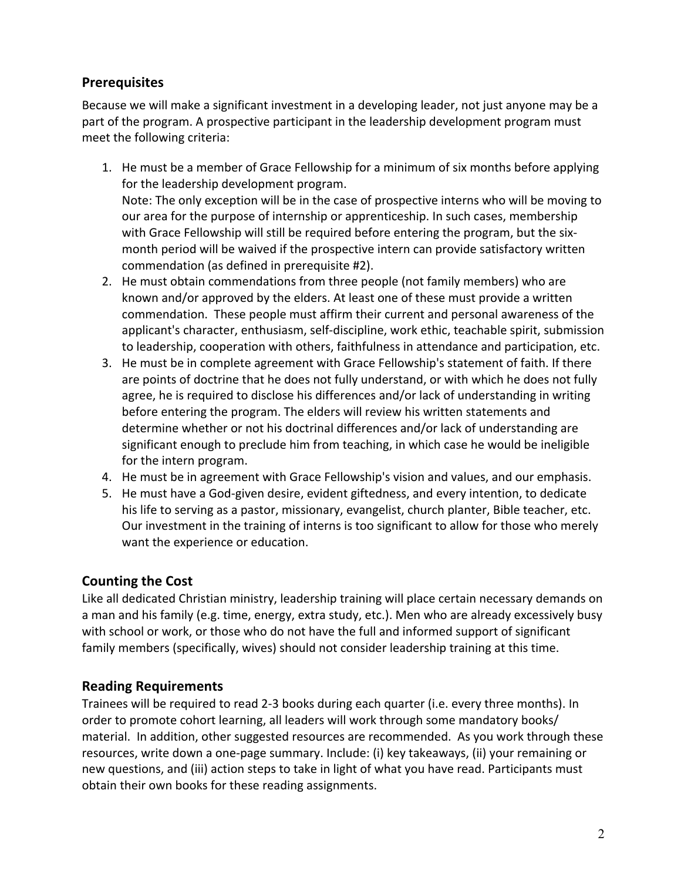## Prerequisites

Because we will make a significant investment in a developing leader, not just anyone may be a part of the program. A prospective participant in the leadership development program must meet the following criteria:

1. He must be a member of Grace Fellowship for a minimum of six months before applying for the leadership development program.
   Note: The only exception will be in the case of prospective interns who will be moving to our area for the purpose of internship or apprenticeship. In such cases, membership with Grace Fellowship will still be required before entering the program, but the six-month period will be waived if the prospective intern can provide satisfactory written commendation (as defined in prerequisite #2).
2. He must obtain commendations from three people (not family members) who are known and/or approved by the elders. At least one of these must provide a written commendation. These people must affirm their current and personal awareness of the applicant's character, enthusiasm, self-discipline, work ethic, teachable spirit, submission to leadership, cooperation with others, faithfulness in attendance and participation, etc.
3. He must be in complete agreement with Grace Fellowship's statement of faith. If there are points of doctrine that he does not fully understand, or with which he does not fully agree, he is required to disclose his differences and/or lack of understanding in writing before entering the program. The elders will review his written statements and determine whether or not his doctrinal differences and/or lack of understanding are significant enough to preclude him from teaching, in which case he would be ineligible for the intern program.
4. He must be in agreement with Grace Fellowship's vision and values, and our emphasis.
5. He must have a God-given desire, evident giftedness, and every intention, to dedicate his life to serving as a pastor, missionary, evangelist, church planter, Bible teacher, etc. Our investment in the training of interns is too significant to allow for those who merely want the experience or education.

## Counting the Cost

Like all dedicated Christian ministry, leadership training will place certain necessary demands on a man and his family (e.g. time, energy, extra study, etc.). Men who are already excessively busy with school or work, or those who do not have the full and informed support of significant family members (specifically, wives) should not consider leadership training at this time.

## Reading Requirements

Trainees will be required to read 2-3 books during each quarter (i.e. every three months). In order to promote cohort learning, all leaders will work through some mandatory books/material. In addition, other suggested resources are recommended. As you work through these resources, write down a one-page summary. Include: (i) key takeaways, (ii) your remaining or new questions, and (iii) action steps to take in light of what you have read. Participants must obtain their own books for these reading assignments.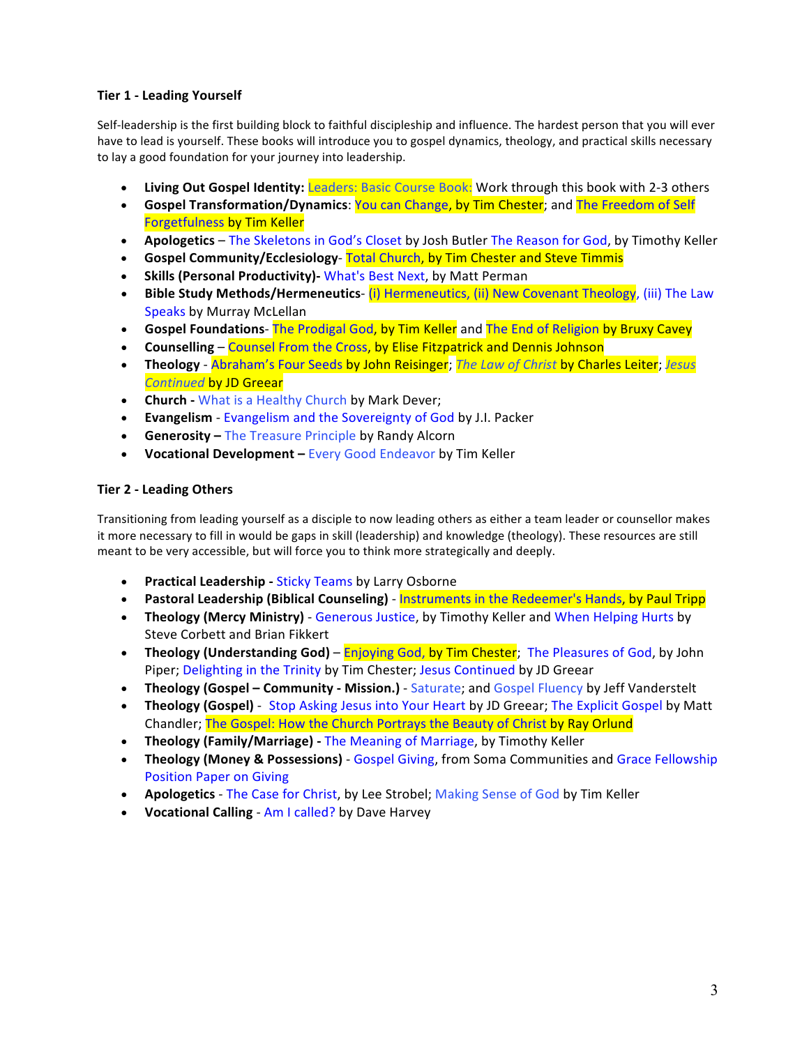**Tier 1 - Leading Yourself**

Self-leadership is the first building block to faithful discipleship and influence. The hardest person that you will ever have to lead is yourself. These books will introduce you to gospel dynamics, theology, and practical skills necessary to lay a good foundation for your journey into leadership.

- **Living Out Gospel Identity:** Leaders: Basic Course Book: Work through this book with 2-3 others
- **Gospel Transformation/Dynamics**: You can Change, by Tim Chester; and The Freedom of Self Forgetfulness by Tim Keller
- **Apologetics** – The Skeletons in God's Closet by Josh Butler The Reason for God, by Timothy Keller
- **Gospel Community/Ecclesiology**- Total Church, by Tim Chester and Steve Timmis
- **Skills (Personal Productivity)-** What's Best Next, by Matt Perman
- **Bible Study Methods/Hermeneutics**- (i) Hermeneutics, (ii) New Covenant Theology, (iii) The Law Speaks by Murray McLellan
- **Gospel Foundations**- The Prodigal God, by Tim Keller and The End of Religion by Bruxy Cavey
- **Counselling** – Counsel From the Cross, by Elise Fitzpatrick and Dennis Johnson
- **Theology** - Abraham's Four Seeds by John Reisinger; *The Law of Christ* by Charles Leiter; *Jesus Continued* by JD Greear
- **Church -** What is a Healthy Church by Mark Dever;
- **Evangelism** - Evangelism and the Sovereignty of God by J.I. Packer
- **Generosity –** The Treasure Principle by Randy Alcorn
- **Vocational Development –** Every Good Endeavor by Tim Keller

**Tier 2 - Leading Others**

Transitioning from leading yourself as a disciple to now leading others as either a team leader or counsellor makes it more necessary to fill in would be gaps in skill (leadership) and knowledge (theology). These resources are still meant to be very accessible, but will force you to think more strategically and deeply.

- **Practical Leadership -** Sticky Teams by Larry Osborne
- **Pastoral Leadership (Biblical Counseling)** - Instruments in the Redeemer's Hands, by Paul Tripp
- **Theology (Mercy Ministry)** - Generous Justice, by Timothy Keller and When Helping Hurts by Steve Corbett and Brian Fikkert
- **Theology (Understanding God)** – Enjoying God, by Tim Chester; The Pleasures of God, by John Piper; Delighting in the Trinity by Tim Chester; Jesus Continued by JD Greear
- **Theology (Gospel – Community - Mission.)** - Saturate; and Gospel Fluency by Jeff Vanderstelt
- **Theology (Gospel)** - Stop Asking Jesus into Your Heart by JD Greear; The Explicit Gospel by Matt Chandler; The Gospel: How the Church Portrays the Beauty of Christ by Ray Orlund
- **Theology (Family/Marriage) -** The Meaning of Marriage, by Timothy Keller
- **Theology (Money & Possessions)** - Gospel Giving, from Soma Communities and Grace Fellowship Position Paper on Giving
- **Apologetics** - The Case for Christ, by Lee Strobel; Making Sense of God by Tim Keller
- **Vocational Calling** - Am I called? by Dave Harvey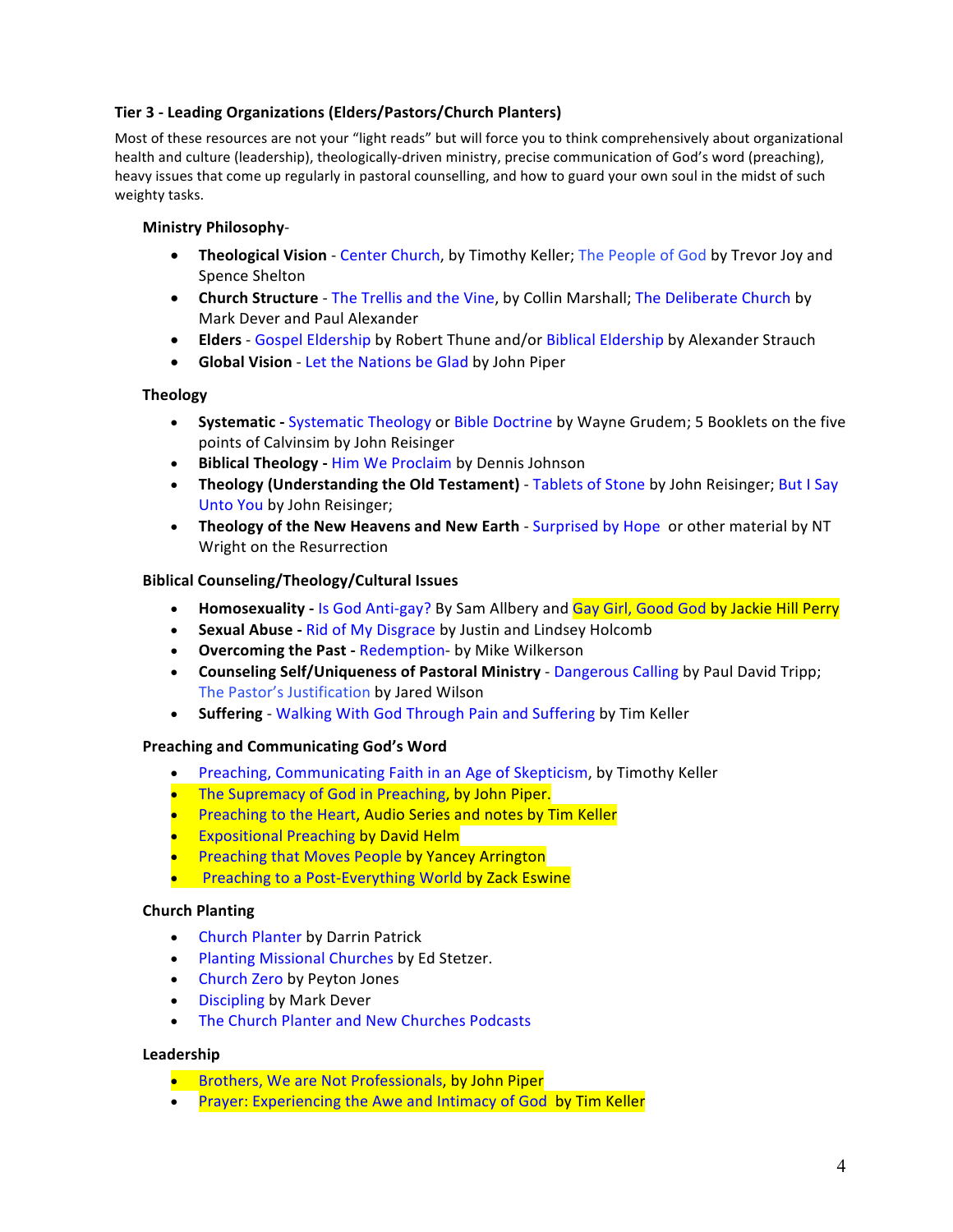### Tier 3 - Leading Organizations (Elders/Pastors/Church Planters)

Most of these resources are not your "light reads" but will force you to think comprehensively about organizational health and culture (leadership), theologically-driven ministry, precise communication of God's word (preaching), heavy issues that come up regularly in pastoral counselling, and how to guard your own soul in the midst of such weighty tasks.

#### Ministry Philosophy-

- **Theological Vision** - Center Church, by Timothy Keller; The People of God by Trevor Joy and Spence Shelton
- **Church Structure** - The Trellis and the Vine, by Collin Marshall; The Deliberate Church by Mark Dever and Paul Alexander
- **Elders** - Gospel Eldership by Robert Thune and/or Biblical Eldership by Alexander Strauch
- **Global Vision** - Let the Nations be Glad by John Piper

#### Theology

- **Systematic -** Systematic Theology or Bible Doctrine by Wayne Grudem; 5 Booklets on the five points of Calvinsim by John Reisinger
- **Biblical Theology -** Him We Proclaim by Dennis Johnson
- **Theology (Understanding the Old Testament)** - Tablets of Stone by John Reisinger; But I Say Unto You by John Reisinger;
- **Theology of the New Heavens and New Earth** - Surprised by Hope or other material by NT Wright on the Resurrection

#### Biblical Counseling/Theology/Cultural Issues

- **Homosexuality -** Is God Anti-gay? By Sam Allbery and Gay Girl, Good God by Jackie Hill Perry
- **Sexual Abuse -** Rid of My Disgrace by Justin and Lindsey Holcomb
- **Overcoming the Past -** Redemption- by Mike Wilkerson
- **Counseling Self/Uniqueness of Pastoral Ministry** - Dangerous Calling by Paul David Tripp; The Pastor's Justification by Jared Wilson
- **Suffering** - Walking With God Through Pain and Suffering by Tim Keller

#### Preaching and Communicating God's Word

- Preaching, Communicating Faith in an Age of Skepticism, by Timothy Keller
- The Supremacy of God in Preaching, by John Piper.
- Preaching to the Heart, Audio Series and notes by Tim Keller
- Expositional Preaching by David Helm
- Preaching that Moves People by Yancey Arrington
- Preaching to a Post-Everything World by Zack Eswine

#### Church Planting

- Church Planter by Darrin Patrick
- Planting Missional Churches by Ed Stetzer.
- Church Zero by Peyton Jones
- Discipling by Mark Dever
- The Church Planter and New Churches Podcasts

#### Leadership

- Brothers, We are Not Professionals, by John Piper
- Prayer: Experiencing the Awe and Intimacy of God by Tim Keller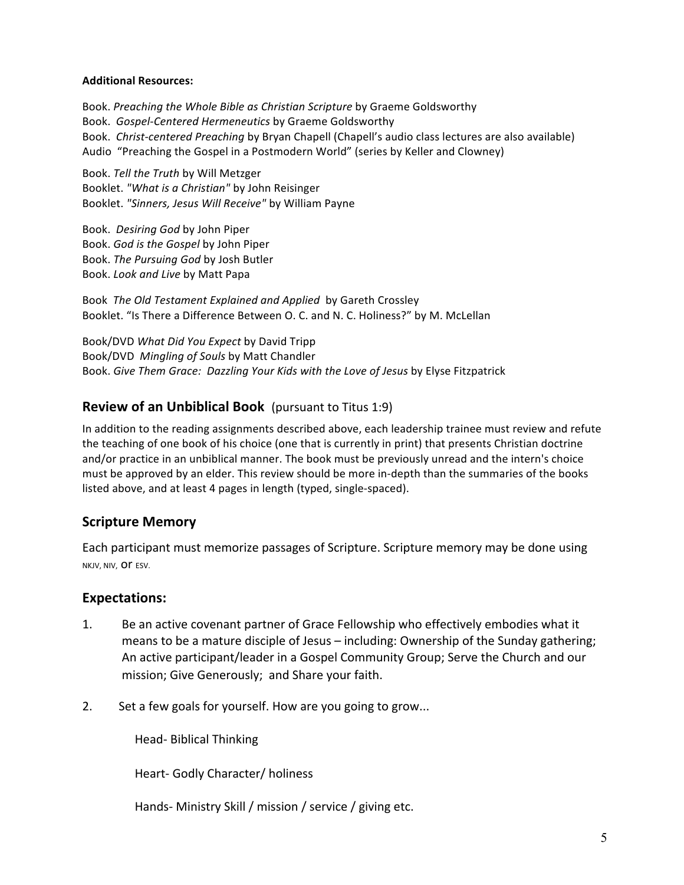**Additional Resources:**

Book. *Preaching the Whole Bible as Christian Scripture* by Graeme Goldsworthy
Book. *Gospel-Centered Hermeneutics* by Graeme Goldsworthy
Book. *Christ-centered Preaching* by Bryan Chapell (Chapell's audio class lectures are also available)
Audio "Preaching the Gospel in a Postmodern World" (series by Keller and Clowney)

Book. *Tell the Truth* by Will Metzger
Booklet. *"What is a Christian"* by John Reisinger
Booklet. *"Sinners, Jesus Will Receive"* by William Payne

Book. *Desiring God* by John Piper
Book. *God is the Gospel* by John Piper
Book. *The Pursuing God* by Josh Butler
Book. *Look and Live* by Matt Papa

Book *The Old Testament Explained and Applied* by Gareth Crossley
Booklet. "Is There a Difference Between O. C. and N. C. Holiness?" by M. McLellan

Book/DVD *What Did You Expect* by David Tripp
Book/DVD *Mingling of Souls* by Matt Chandler
Book. *Give Them Grace: Dazzling Your Kids with the Love of Jesus* by Elyse Fitzpatrick

## Review of an Unbiblical Book (pursuant to Titus 1:9)

In addition to the reading assignments described above, each leadership trainee must review and refute the teaching of one book of his choice (one that is currently in print) that presents Christian doctrine and/or practice in an unbiblical manner. The book must be previously unread and the intern's choice must be approved by an elder. This review should be more in-depth than the summaries of the books listed above, and at least 4 pages in length (typed, single-spaced).

## Scripture Memory

Each participant must memorize passages of Scripture. Scripture memory may be done using NKJV, NIV, or ESV.

## Expectations:

1. Be an active covenant partner of Grace Fellowship who effectively embodies what it means to be a mature disciple of Jesus – including: Ownership of the Sunday gathering; An active participant/leader in a Gospel Community Group; Serve the Church and our mission; Give Generously; and Share your faith.

2. Set a few goals for yourself. How are you going to grow...

   Head- Biblical Thinking

   Heart- Godly Character/ holiness

   Hands- Ministry Skill / mission / service / giving etc.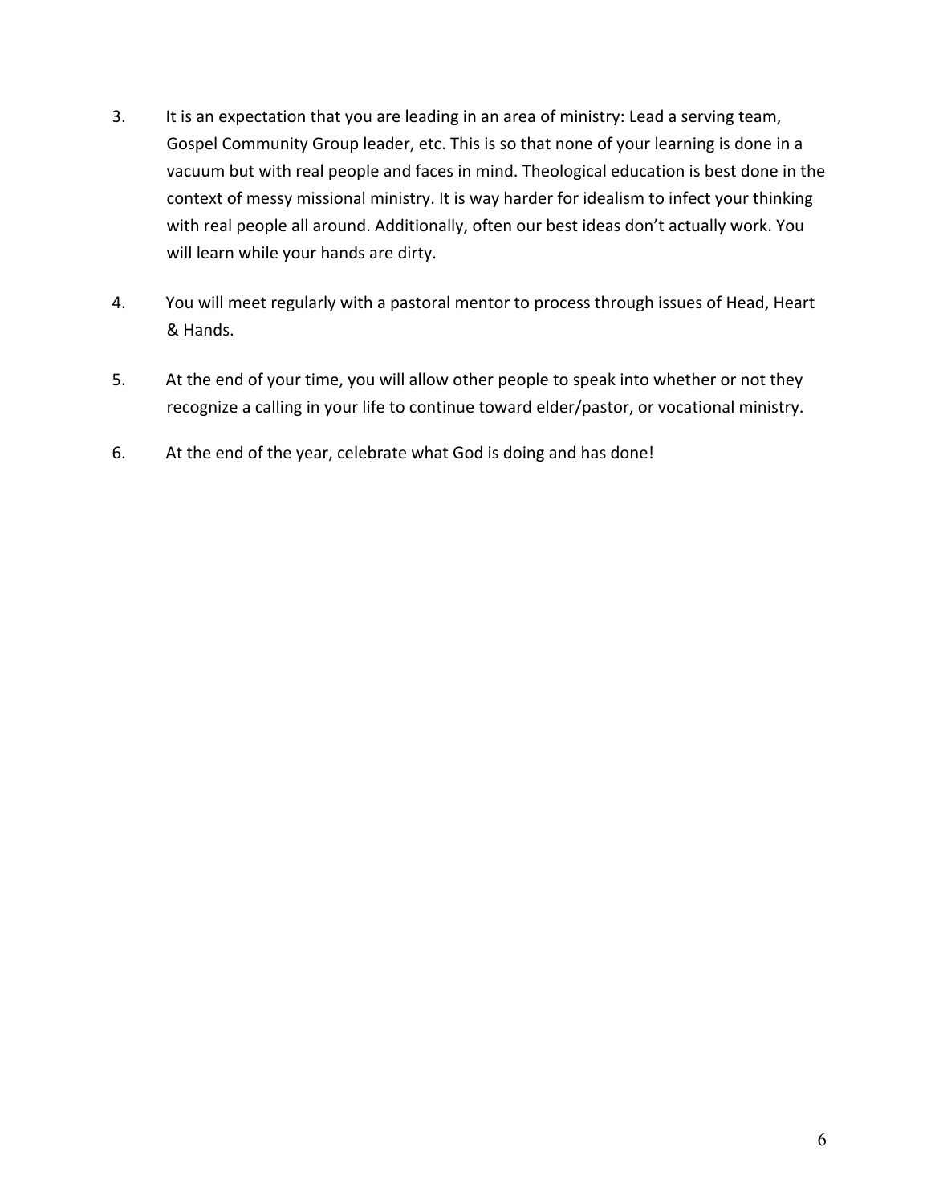3. It is an expectation that you are leading in an area of ministry: Lead a serving team, Gospel Community Group leader, etc. This is so that none of your learning is done in a vacuum but with real people and faces in mind. Theological education is best done in the context of messy missional ministry. It is way harder for idealism to infect your thinking with real people all around. Additionally, often our best ideas don't actually work. You will learn while your hands are dirty.

4. You will meet regularly with a pastoral mentor to process through issues of Head, Heart & Hands.

5. At the end of your time, you will allow other people to speak into whether or not they recognize a calling in your life to continue toward elder/pastor, or vocational ministry.

6. At the end of the year, celebrate what God is doing and has done!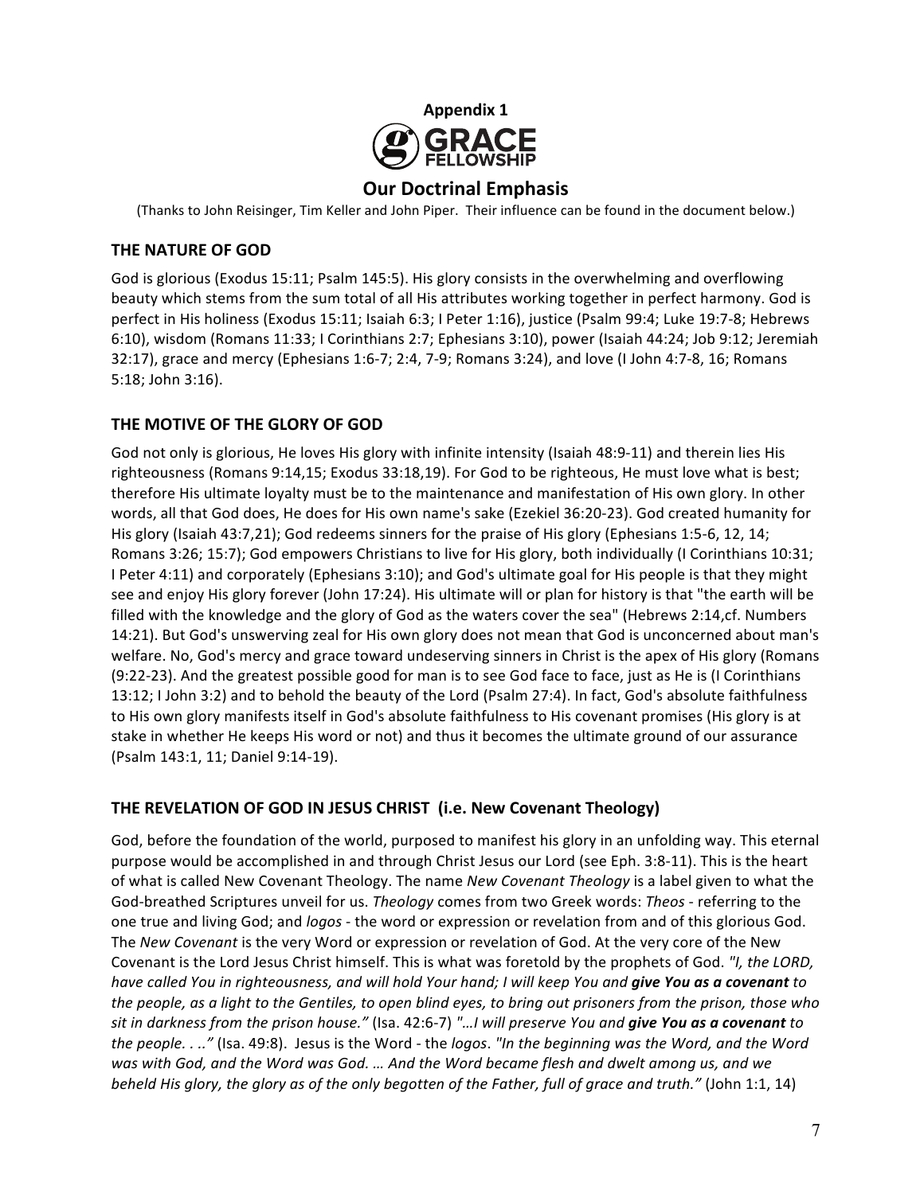**Appendix 1**

GRACE FELLOWSHIP

## Our Doctrinal Emphasis

(Thanks to John Reisinger, Tim Keller and John Piper. Their influence can be found in the document below.)

### THE NATURE OF GOD

God is glorious (Exodus 15:11; Psalm 145:5). His glory consists in the overwhelming and overflowing beauty which stems from the sum total of all His attributes working together in perfect harmony. God is perfect in His holiness (Exodus 15:11; Isaiah 6:3; I Peter 1:16), justice (Psalm 99:4; Luke 19:7-8; Hebrews 6:10), wisdom (Romans 11:33; I Corinthians 2:7; Ephesians 3:10), power (Isaiah 44:24; Job 9:12; Jeremiah 32:17), grace and mercy (Ephesians 1:6-7; 2:4, 7-9; Romans 3:24), and love (I John 4:7-8, 16; Romans 5:18; John 3:16).

### THE MOTIVE OF THE GLORY OF GOD

God not only is glorious, He loves His glory with infinite intensity (Isaiah 48:9-11) and therein lies His righteousness (Romans 9:14,15; Exodus 33:18,19). For God to be righteous, He must love what is best; therefore His ultimate loyalty must be to the maintenance and manifestation of His own glory. In other words, all that God does, He does for His own name's sake (Ezekiel 36:20-23). God created humanity for His glory (Isaiah 43:7,21); God redeems sinners for the praise of His glory (Ephesians 1:5-6, 12, 14; Romans 3:26; 15:7); God empowers Christians to live for His glory, both individually (I Corinthians 10:31; I Peter 4:11) and corporately (Ephesians 3:10); and God's ultimate goal for His people is that they might see and enjoy His glory forever (John 17:24). His ultimate will or plan for history is that "the earth will be filled with the knowledge and the glory of God as the waters cover the sea" (Hebrews 2:14,cf. Numbers 14:21). But God's unswerving zeal for His own glory does not mean that God is unconcerned about man's welfare. No, God's mercy and grace toward undeserving sinners in Christ is the apex of His glory (Romans (9:22-23). And the greatest possible good for man is to see God face to face, just as He is (I Corinthians 13:12; I John 3:2) and to behold the beauty of the Lord (Psalm 27:4). In fact, God's absolute faithfulness to His own glory manifests itself in God's absolute faithfulness to His covenant promises (His glory is at stake in whether He keeps His word or not) and thus it becomes the ultimate ground of our assurance (Psalm 143:1, 11; Daniel 9:14-19).

### THE REVELATION OF GOD IN JESUS CHRIST (i.e. New Covenant Theology)

God, before the foundation of the world, purposed to manifest his glory in an unfolding way. This eternal purpose would be accomplished in and through Christ Jesus our Lord (see Eph. 3:8-11). This is the heart of what is called New Covenant Theology. The name *New Covenant Theology* is a label given to what the God-breathed Scriptures unveil for us. *Theology* comes from two Greek words: *Theos* - referring to the one true and living God; and *logos* - the word or expression or revelation from and of this glorious God. The *New Covenant* is the very Word or expression or revelation of God. At the very core of the New Covenant is the Lord Jesus Christ himself. This is what was foretold by the prophets of God. *"I, the LORD, have called You in righteousness, and will hold Your hand; I will keep You and **give You as a covenant** to the people, as a light to the Gentiles, to open blind eyes, to bring out prisoners from the prison, those who sit in darkness from the prison house."* (Isa. 42:6-7) *"…I will preserve You and **give You as a covenant** to the people. . .."* (Isa. 49:8). Jesus is the Word - the *logos*. *"In the beginning was the Word, and the Word was with God, and the Word was God. … And the Word became flesh and dwelt among us, and we beheld His glory, the glory as of the only begotten of the Father, full of grace and truth."* (John 1:1, 14)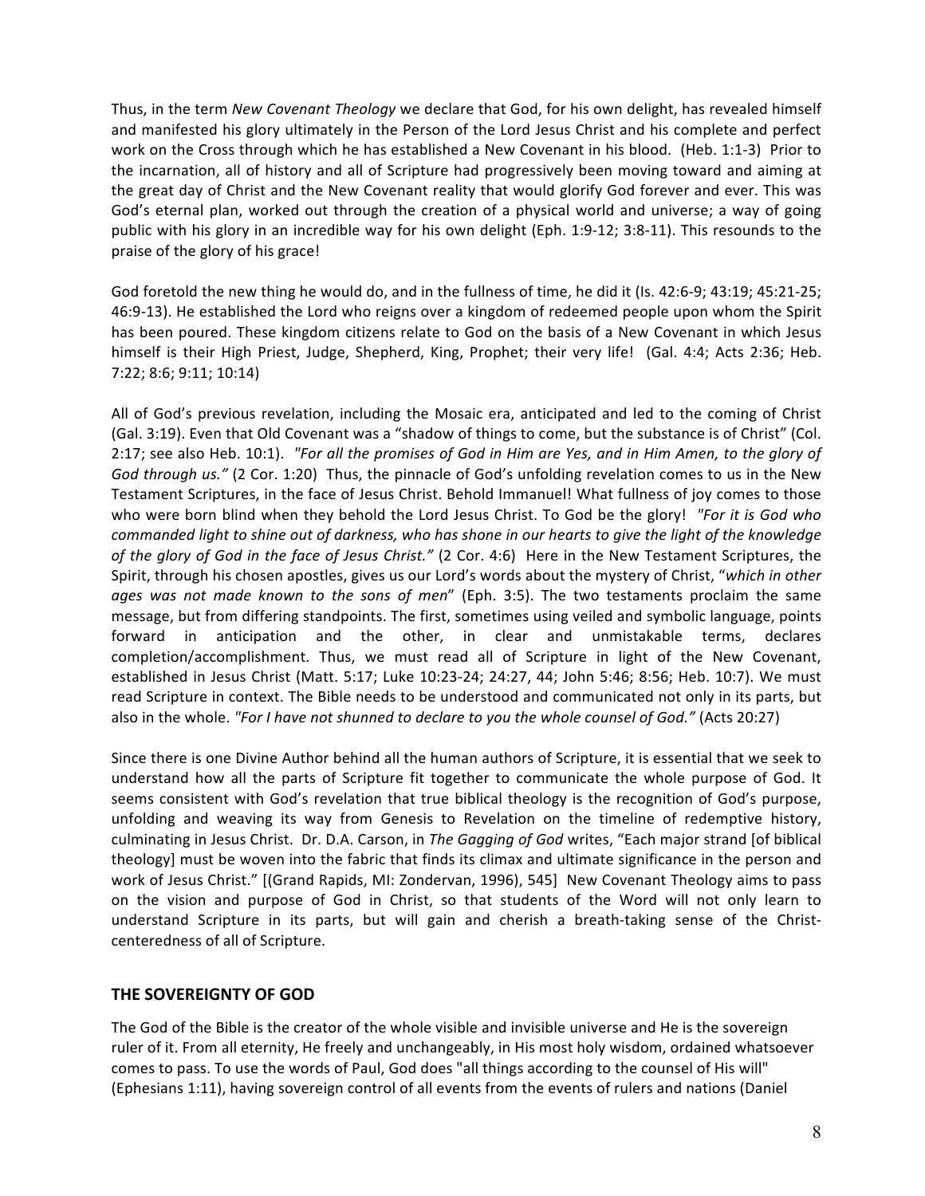Thus, in the term *New Covenant Theology* we declare that God, for his own delight, has revealed himself and manifested his glory ultimately in the Person of the Lord Jesus Christ and his complete and perfect work on the Cross through which he has established a New Covenant in his blood. (Heb. 1:1-3) Prior to the incarnation, all of history and all of Scripture had progressively been moving toward and aiming at the great day of Christ and the New Covenant reality that would glorify God forever and ever. This was God's eternal plan, worked out through the creation of a physical world and universe; a way of going public with his glory in an incredible way for his own delight (Eph. 1:9-12; 3:8-11). This resounds to the praise of the glory of his grace!

God foretold the new thing he would do, and in the fullness of time, he did it (Is. 42:6-9; 43:19; 45:21-25; 46:9-13). He established the Lord who reigns over a kingdom of redeemed people upon whom the Spirit has been poured. These kingdom citizens relate to God on the basis of a New Covenant in which Jesus himself is their High Priest, Judge, Shepherd, King, Prophet; their very life! (Gal. 4:4; Acts 2:36; Heb. 7:22; 8:6; 9:11; 10:14)

All of God's previous revelation, including the Mosaic era, anticipated and led to the coming of Christ (Gal. 3:19). Even that Old Covenant was a "shadow of things to come, but the substance is of Christ" (Col. 2:17; see also Heb. 10:1). *"For all the promises of God in Him are Yes, and in Him Amen, to the glory of God through us."* (2 Cor. 1:20) Thus, the pinnacle of God's unfolding revelation comes to us in the New Testament Scriptures, in the face of Jesus Christ. Behold Immanuel! What fullness of joy comes to those who were born blind when they behold the Lord Jesus Christ. To God be the glory! *"For it is God who commanded light to shine out of darkness, who has shone in our hearts to give the light of the knowledge of the glory of God in the face of Jesus Christ."* (2 Cor. 4:6) Here in the New Testament Scriptures, the Spirit, through his chosen apostles, gives us our Lord's words about the mystery of Christ, "*which in other ages was not made known to the sons of men*" (Eph. 3:5). The two testaments proclaim the same message, but from differing standpoints. The first, sometimes using veiled and symbolic language, points forward in anticipation and the other, in clear and unmistakable terms, declares completion/accomplishment. Thus, we must read all of Scripture in light of the New Covenant, established in Jesus Christ (Matt. 5:17; Luke 10:23-24; 24:27, 44; John 5:46; 8:56; Heb. 10:7). We must read Scripture in context. The Bible needs to be understood and communicated not only in its parts, but also in the whole. *"For I have not shunned to declare to you the whole counsel of God."* (Acts 20:27)

Since there is one Divine Author behind all the human authors of Scripture, it is essential that we seek to understand how all the parts of Scripture fit together to communicate the whole purpose of God. It seems consistent with God's revelation that true biblical theology is the recognition of God's purpose, unfolding and weaving its way from Genesis to Revelation on the timeline of redemptive history, culminating in Jesus Christ. Dr. D.A. Carson, in *The Gagging of God* writes, "Each major strand [of biblical theology] must be woven into the fabric that finds its climax and ultimate significance in the person and work of Jesus Christ." [(Grand Rapids, MI: Zondervan, 1996), 545] New Covenant Theology aims to pass on the vision and purpose of God in Christ, so that students of the Word will not only learn to understand Scripture in its parts, but will gain and cherish a breath-taking sense of the Christ-centeredness of all of Scripture.

## THE SOVEREIGNTY OF GOD

The God of the Bible is the creator of the whole visible and invisible universe and He is the sovereign ruler of it. From all eternity, He freely and unchangeably, in His most holy wisdom, ordained whatsoever comes to pass. To use the words of Paul, God does "all things according to the counsel of His will" (Ephesians 1:11), having sovereign control of all events from the events of rulers and nations (Daniel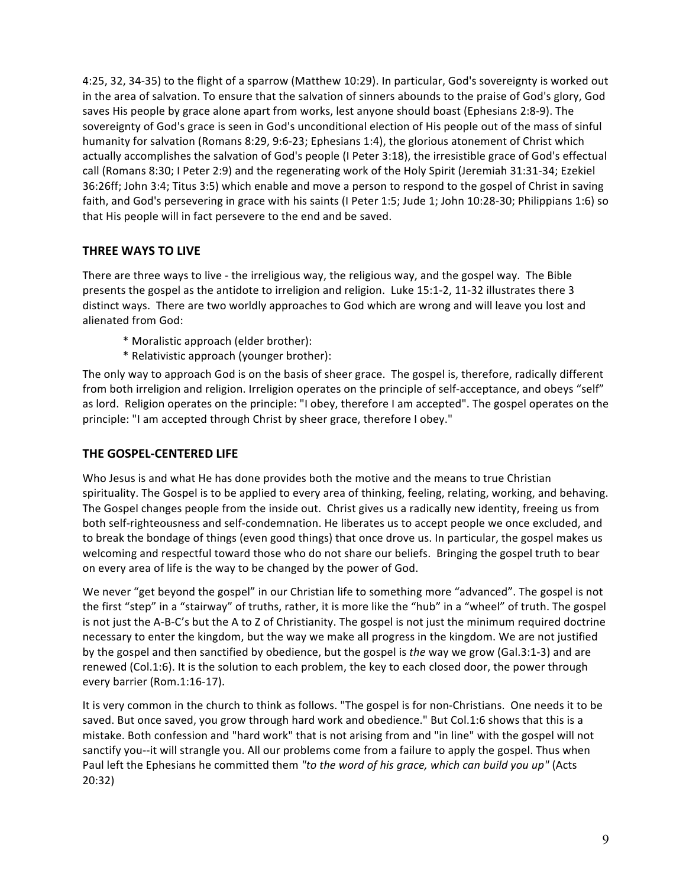4:25, 32, 34-35) to the flight of a sparrow (Matthew 10:29). In particular, God's sovereignty is worked out in the area of salvation. To ensure that the salvation of sinners abounds to the praise of God's glory, God saves His people by grace alone apart from works, lest anyone should boast (Ephesians 2:8-9). The sovereignty of God's grace is seen in God's unconditional election of His people out of the mass of sinful humanity for salvation (Romans 8:29, 9:6-23; Ephesians 1:4), the glorious atonement of Christ which actually accomplishes the salvation of God's people (I Peter 3:18), the irresistible grace of God's effectual call (Romans 8:30; I Peter 2:9) and the regenerating work of the Holy Spirit (Jeremiah 31:31-34; Ezekiel 36:26ff; John 3:4; Titus 3:5) which enable and move a person to respond to the gospel of Christ in saving faith, and God's persevering in grace with his saints (I Peter 1:5; Jude 1; John 10:28-30; Philippians 1:6) so that His people will in fact persevere to the end and be saved.

## THREE WAYS TO LIVE

There are three ways to live - the irreligious way, the religious way, and the gospel way. The Bible presents the gospel as the antidote to irreligion and religion. Luke 15:1-2, 11-32 illustrates there 3 distinct ways. There are two worldly approaches to God which are wrong and will leave you lost and alienated from God:

* Moralistic approach (elder brother):
* Relativistic approach (younger brother):

The only way to approach God is on the basis of sheer grace. The gospel is, therefore, radically different from both irreligion and religion. Irreligion operates on the principle of self-acceptance, and obeys "self" as lord. Religion operates on the principle: "I obey, therefore I am accepted". The gospel operates on the principle: "I am accepted through Christ by sheer grace, therefore I obey."

## THE GOSPEL-CENTERED LIFE

Who Jesus is and what He has done provides both the motive and the means to true Christian spirituality. The Gospel is to be applied to every area of thinking, feeling, relating, working, and behaving. The Gospel changes people from the inside out. Christ gives us a radically new identity, freeing us from both self-righteousness and self-condemnation. He liberates us to accept people we once excluded, and to break the bondage of things (even good things) that once drove us. In particular, the gospel makes us welcoming and respectful toward those who do not share our beliefs. Bringing the gospel truth to bear on every area of life is the way to be changed by the power of God.

We never "get beyond the gospel" in our Christian life to something more "advanced". The gospel is not the first "step" in a "stairway" of truths, rather, it is more like the "hub" in a "wheel" of truth. The gospel is not just the A-B-C's but the A to Z of Christianity. The gospel is not just the minimum required doctrine necessary to enter the kingdom, but the way we make all progress in the kingdom. We are not justified by the gospel and then sanctified by obedience, but the gospel is *the* way we grow (Gal.3:1-3) and are renewed (Col.1:6). It is the solution to each problem, the key to each closed door, the power through every barrier (Rom.1:16-17).

It is very common in the church to think as follows. "The gospel is for non-Christians. One needs it to be saved. But once saved, you grow through hard work and obedience." But Col.1:6 shows that this is a mistake. Both confession and "hard work" that is not arising from and "in line" with the gospel will not sanctify you--it will strangle you. All our problems come from a failure to apply the gospel. Thus when Paul left the Ephesians he committed them *"to the word of his grace, which can build you up"* (Acts 20:32)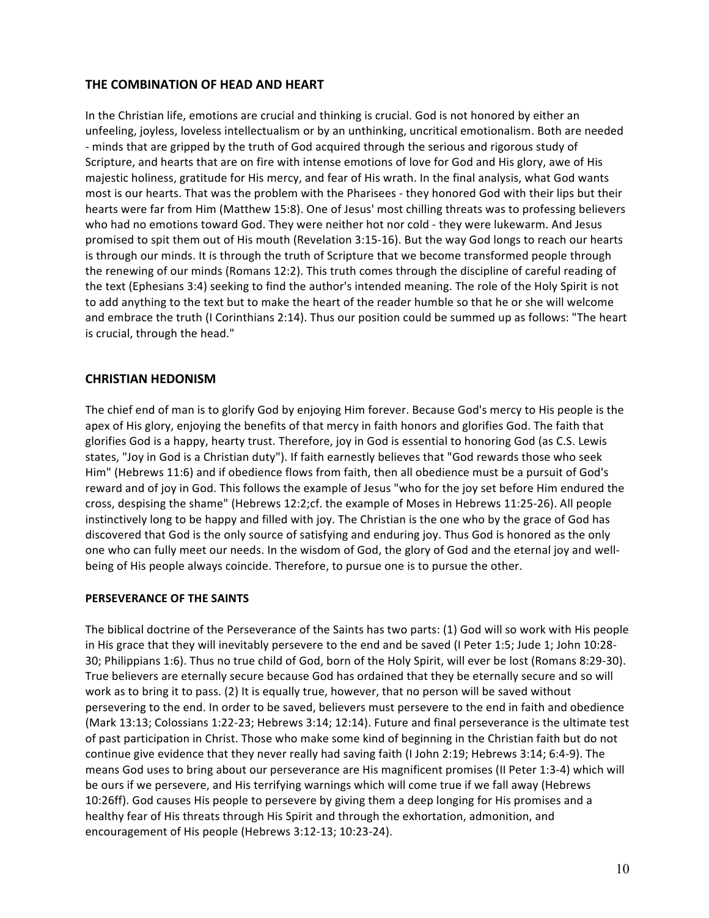## THE COMBINATION OF HEAD AND HEART

In the Christian life, emotions are crucial and thinking is crucial. God is not honored by either an unfeeling, joyless, loveless intellectualism or by an unthinking, uncritical emotionalism. Both are needed - minds that are gripped by the truth of God acquired through the serious and rigorous study of Scripture, and hearts that are on fire with intense emotions of love for God and His glory, awe of His majestic holiness, gratitude for His mercy, and fear of His wrath. In the final analysis, what God wants most is our hearts. That was the problem with the Pharisees - they honored God with their lips but their hearts were far from Him (Matthew 15:8). One of Jesus' most chilling threats was to professing believers who had no emotions toward God. They were neither hot nor cold - they were lukewarm. And Jesus promised to spit them out of His mouth (Revelation 3:15-16). But the way God longs to reach our hearts is through our minds. It is through the truth of Scripture that we become transformed people through the renewing of our minds (Romans 12:2). This truth comes through the discipline of careful reading of the text (Ephesians 3:4) seeking to find the author's intended meaning. The role of the Holy Spirit is not to add anything to the text but to make the heart of the reader humble so that he or she will welcome and embrace the truth (I Corinthians 2:14). Thus our position could be summed up as follows: "The heart is crucial, through the head."

## CHRISTIAN HEDONISM

The chief end of man is to glorify God by enjoying Him forever. Because God's mercy to His people is the apex of His glory, enjoying the benefits of that mercy in faith honors and glorifies God. The faith that glorifies God is a happy, hearty trust. Therefore, joy in God is essential to honoring God (as C.S. Lewis states, "Joy in God is a Christian duty"). If faith earnestly believes that "God rewards those who seek Him" (Hebrews 11:6) and if obedience flows from faith, then all obedience must be a pursuit of God's reward and of joy in God. This follows the example of Jesus "who for the joy set before Him endured the cross, despising the shame" (Hebrews 12:2;cf. the example of Moses in Hebrews 11:25-26). All people instinctively long to be happy and filled with joy. The Christian is the one who by the grace of God has discovered that God is the only source of satisfying and enduring joy. Thus God is honored as the only one who can fully meet our needs. In the wisdom of God, the glory of God and the eternal joy and well-being of His people always coincide. Therefore, to pursue one is to pursue the other.

### PERSEVERANCE OF THE SAINTS

The biblical doctrine of the Perseverance of the Saints has two parts: (1) God will so work with His people in His grace that they will inevitably persevere to the end and be saved (I Peter 1:5; Jude 1; John 10:28-30; Philippians 1:6). Thus no true child of God, born of the Holy Spirit, will ever be lost (Romans 8:29-30). True believers are eternally secure because God has ordained that they be eternally secure and so will work as to bring it to pass. (2) It is equally true, however, that no person will be saved without persevering to the end. In order to be saved, believers must persevere to the end in faith and obedience (Mark 13:13; Colossians 1:22-23; Hebrews 3:14; 12:14). Future and final perseverance is the ultimate test of past participation in Christ. Those who make some kind of beginning in the Christian faith but do not continue give evidence that they never really had saving faith (I John 2:19; Hebrews 3:14; 6:4-9). The means God uses to bring about our perseverance are His magnificent promises (II Peter 1:3-4) which will be ours if we persevere, and His terrifying warnings which will come true if we fall away (Hebrews 10:26ff). God causes His people to persevere by giving them a deep longing for His promises and a healthy fear of His threats through His Spirit and through the exhortation, admonition, and encouragement of His people (Hebrews 3:12-13; 10:23-24).